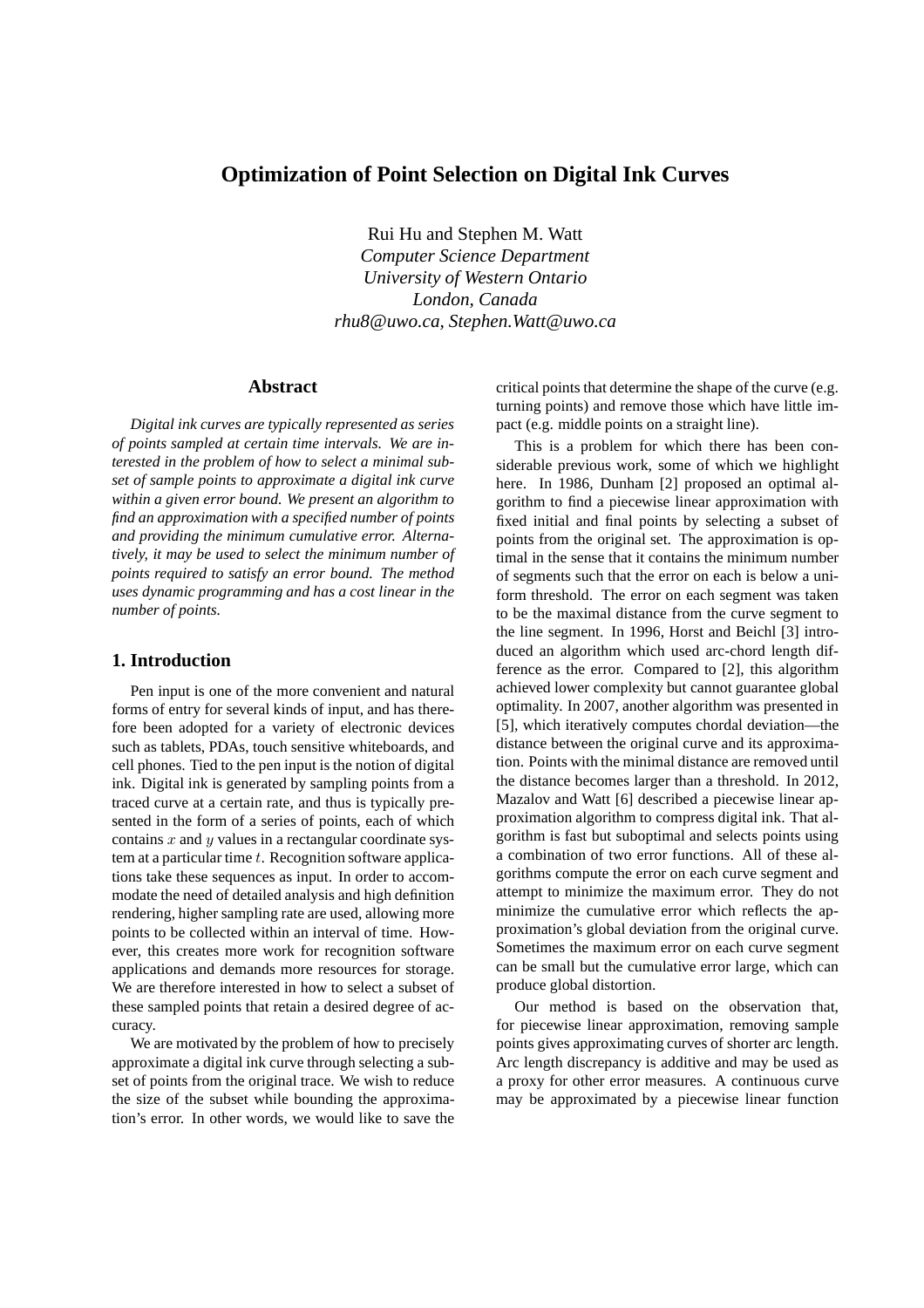# Optimization of Point Selection on Digital Ink Curves

Rui Hu and Stephen M. Watt
*Computer Science Department*
*University of Western Ontario*
*London, Canada*
*rhu8@uwo.ca, Stephen.Watt@uwo.ca*

## Abstract

*Digital ink curves are typically represented as series of points sampled at certain time intervals. We are interested in the problem of how to select a minimal subset of sample points to approximate a digital ink curve within a given error bound. We present an algorithm to find an approximation with a specified number of points and providing the minimum cumulative error. Alternatively, it may be used to select the minimum number of points required to satisfy an error bound. The method uses dynamic programming and has a cost linear in the number of points.*

## 1. Introduction

Pen input is one of the more convenient and natural forms of entry for several kinds of input, and has therefore been adopted for a variety of electronic devices such as tablets, PDAs, touch sensitive whiteboards, and cell phones. Tied to the pen input is the notion of digital ink. Digital ink is generated by sampling points from a traced curve at a certain rate, and thus is typically presented in the form of a series of points, each of which contains $x$ and $y$ values in a rectangular coordinate system at a particular time $t$. Recognition software applications take these sequences as input. In order to accommodate the need of detailed analysis and high definition rendering, higher sampling rate are used, allowing more points to be collected within an interval of time. However, this creates more work for recognition software applications and demands more resources for storage. We are therefore interested in how to select a subset of these sampled points that retain a desired degree of accuracy.

We are motivated by the problem of how to precisely approximate a digital ink curve through selecting a subset of points from the original trace. We wish to reduce the size of the subset while bounding the approximation's error. In other words, we would like to save the critical points that determine the shape of the curve (e.g. turning points) and remove those which have little impact (e.g. middle points on a straight line).

This is a problem for which there has been considerable previous work, some of which we highlight here. In 1986, Dunham [2] proposed an optimal algorithm to find a piecewise linear approximation with fixed initial and final points by selecting a subset of points from the original set. The approximation is optimal in the sense that it contains the minimum number of segments such that the error on each is below a uniform threshold. The error on each segment was taken to be the maximal distance from the curve segment to the line segment. In 1996, Horst and Beichl [3] introduced an algorithm which used arc-chord length difference as the error. Compared to [2], this algorithm achieved lower complexity but cannot guarantee global optimality. In 2007, another algorithm was presented in [5], which iteratively computes chordal deviation—the distance between the original curve and its approximation. Points with the minimal distance are removed until the distance becomes larger than a threshold. In 2012, Mazalov and Watt [6] described a piecewise linear approximation algorithm to compress digital ink. That algorithm is fast but suboptimal and selects points using a combination of two error functions. All of these algorithms compute the error on each curve segment and attempt to minimize the maximum error. They do not minimize the cumulative error which reflects the approximation's global deviation from the original curve. Sometimes the maximum error on each curve segment can be small but the cumulative error large, which can produce global distortion.

Our method is based on the observation that, for piecewise linear approximation, removing sample points gives approximating curves of shorter arc length. Arc length discrepancy is additive and may be used as a proxy for other error measures. A continuous curve may be approximated by a piecewise linear function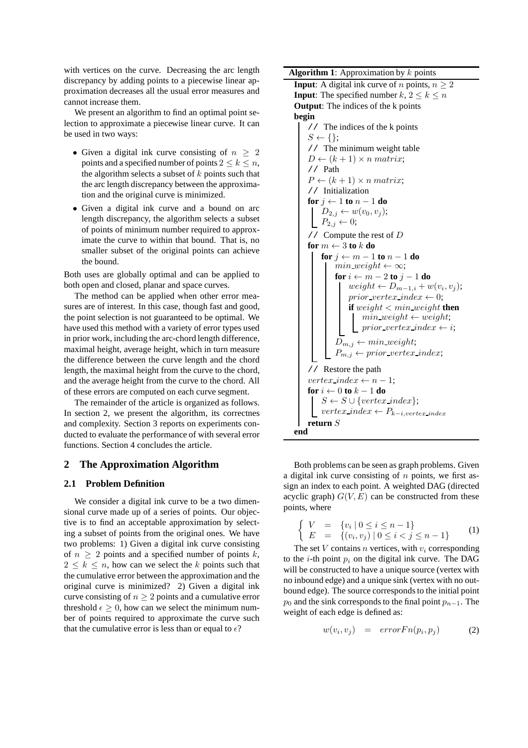with vertices on the curve. Decreasing the arc length discrepancy by adding points to a piecewise linear approximation decreases all the usual error measures and cannot increase them.

We present an algorithm to find an optimal point selection to approximate a piecewise linear curve. It can be used in two ways:

- Given a digital ink curve consisting of $n \geq 2$ points and a specified number of points $2 \leq k \leq n$, the algorithm selects a subset of $k$ points such that the arc length discrepancy between the approximation and the original curve is minimized.
- Given a digital ink curve and a bound on arc length discrepancy, the algorithm selects a subset of points of minimum number required to approximate the curve to within that bound. That is, no smaller subset of the original points can achieve the bound.

Both uses are globally optimal and can be applied to both open and closed, planar and space curves.

The method can be applied when other error measures are of interest. In this case, though fast and good, the point selection is not guaranteed to be optimal. We have used this method with a variety of error types used in prior work, including the arc-chord length difference, maximal height, average height, which in turn measure the difference between the curve length and the chord length, the maximal height from the curve to the chord, and the average height from the curve to the chord. All of these errors are computed on each curve segment.

The remainder of the article is organized as follows. In section 2, we present the algorithm, its correctnes and complexity. Section 3 reports on experiments conducted to evaluate the performance of with several error functions. Section 4 concludes the article.

## 2 The Approximation Algorithm

### 2.1 Problem Definition

We consider a digital ink curve to be a two dimensional curve made up of a series of points. Our objective is to find an acceptable approximation by selecting a subset of points from the original ones. We have two problems: 1) Given a digital ink curve consisting of $n \geq 2$ points and a specified number of points $k$, $2 \leq k \leq n$, how can we select the $k$ points such that the cumulative error between the approximation and the original curve is minimized? 2) Given a digital ink curve consisting of $n \geq 2$ points and a cumulative error threshold $\epsilon \geq 0$, how can we select the minimum number of points required to approximate the curve such that the cumulative error is less than or equal to $\epsilon$?

**Algorithm 1**: Approximation by $k$ points

```
Input: A digital ink curve of n points, n ≥ 2
Input: The specified number k, 2 ≤ k ≤ n
Output: The indices of the k points
begin
    // The indices of the k points
    S ← {};
    // The minimum weight table
    D ← (k+1) × n matrix;
    // Path
    P ← (k+1) × n matrix;
    // Initialization
    for j ← 1 to n−1 do
        D_{2,j} ← w(v_0, v_j);
        P_{2,j} ← 0;
    // Compute the rest of D
    for m ← 3 to k do
        for j ← m−1 to n−1 do
            min_weight ← ∞;
            for i ← m−2 to j−1 do
                weight ← D_{m−1,i} + w(v_i, v_j);
                prior_vertex_index ← 0;
                if weight < min_weight then
                    min_weight ← weight;
                    prior_vertex_index ← i;
            D_{m,j} ← min_weight;
            P_{m,j} ← prior_vertex_index;
    // Restore the path
    vertex_index ← n−1;
    for i ← 0 to k−1 do
        S ← S ∪ {vertex_index};
        vertex_index ← P_{k−i,vertex_index}
    return S
end
```

Both problems can be seen as graph problems. Given a digital ink curve consisting of $n$ points, we first assign an index to each point. A weighted DAG (directed acyclic graph) $G(V, E)$ can be constructed from these points, where

$$\left\{ \begin{array}{lcl} V & = & \{v_i \mid 0 \leq i \leq n-1\} \\ E & = & \{(v_i, v_j) \mid 0 \leq i < j \leq n-1\} \end{array} \right. \quad (1)$$

The set $V$ contains $n$ vertices, with $v_i$ corresponding to the $i$-th point $p_i$ on the digital ink curve. The DAG will be constructed to have a unique source (vertex with no inbound edge) and a unique sink (vertex with no outbound edge). The source corresponds to the initial point $p_0$ and the sink corresponds to the final point $p_{n-1}$. The weight of each edge is defined as:

$$w(v_i, v_j) \quad = \quad errorFn(p_i, p_j) \quad (2)$$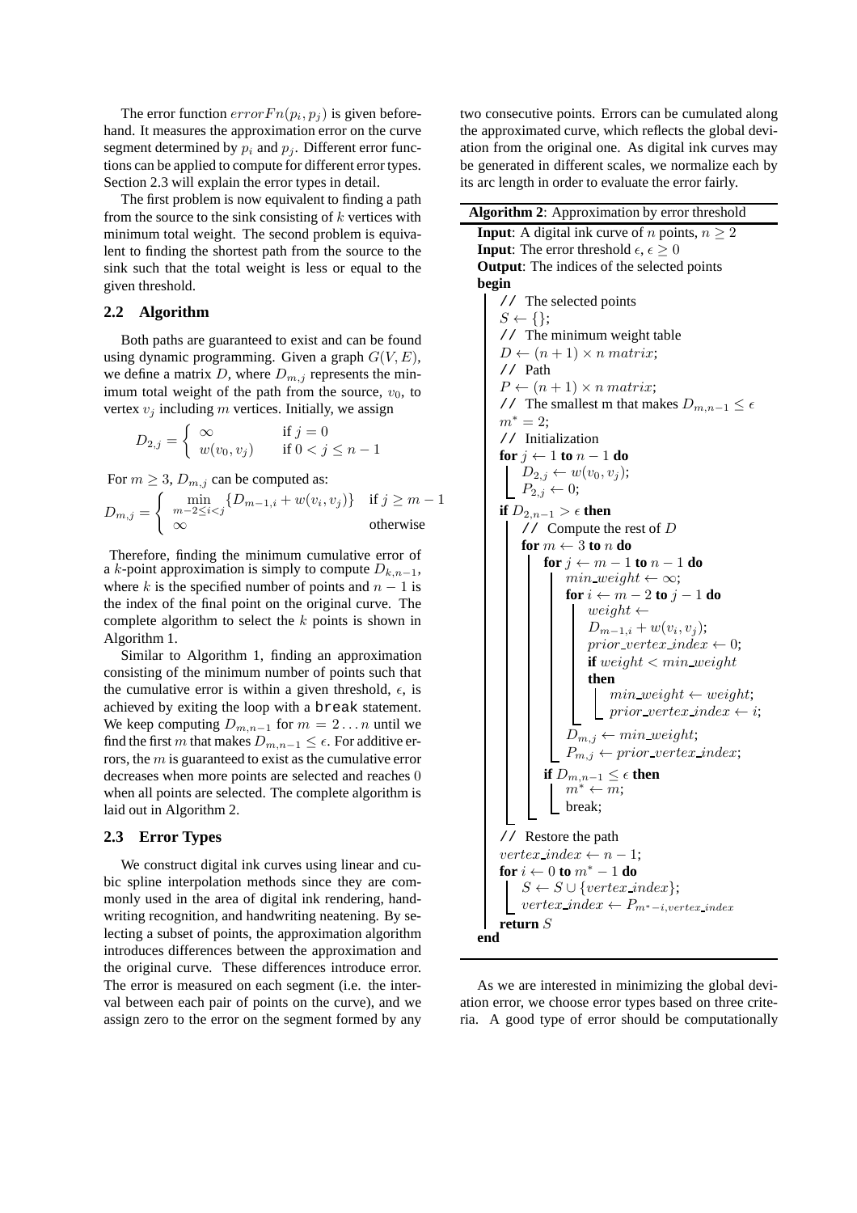The error function $errorFn(p_i, p_j)$ is given beforehand. It measures the approximation error on the curve segment determined by $p_i$ and $p_j$. Different error functions can be applied to compute for different error types. Section 2.3 will explain the error types in detail.

The first problem is now equivalent to finding a path from the source to the sink consisting of $k$ vertices with minimum total weight. The second problem is equivalent to finding the shortest path from the source to the sink such that the total weight is less or equal to the given threshold.

## 2.2 Algorithm

Both paths are guaranteed to exist and can be found using dynamic programming. Given a graph $G(V, E)$, we define a matrix $D$, where $D_{m,j}$ represents the minimum total weight of the path from the source, $v_0$, to vertex $v_j$ including $m$ vertices. Initially, we assign

$$D_{2,j} = \begin{cases} \infty & \text{if } j = 0 \\ w(v_0, v_j) & \text{if } 0 < j \leq n-1 \end{cases}$$

For $m \geq 3$, $D_{m,j}$ can be computed as:

$$D_{m,j} = \begin{cases} \min\limits_{m-2 \leq i < j} \{D_{m-1,i} + w(v_i, v_j)\} & \text{if } j \geq m-1 \\ \infty & \text{otherwise} \end{cases}$$

Therefore, finding the minimum cumulative error of a $k$-point approximation is simply to compute $D_{k,n-1}$, where $k$ is the specified number of points and $n-1$ is the index of the final point on the original curve. The complete algorithm to select the $k$ points is shown in Algorithm 1.

Similar to Algorithm 1, finding an approximation consisting of the minimum number of points such that the cumulative error is within a given threshold, $\epsilon$, is achieved by exiting the loop with a `break` statement. We keep computing $D_{m,n-1}$ for $m = 2 \ldots n$ until we find the first $m$ that makes $D_{m,n-1} \leq \epsilon$. For additive errors, the $m$ is guaranteed to exist as the cumulative error decreases when more points are selected and reaches 0 when all points are selected. The complete algorithm is laid out in Algorithm 2.

## 2.3 Error Types

We construct digital ink curves using linear and cubic spline interpolation methods since they are commonly used in the area of digital ink rendering, handwriting recognition, and handwriting neatening. By selecting a subset of points, the approximation algorithm introduces differences between the approximation and the original curve. These differences introduce error. The error is measured on each segment (i.e. the interval between each pair of points on the curve), and we assign zero to the error on the segment formed by any two consecutive points. Errors can be cumulated along the approximated curve, which reflects the global deviation from the original one. As digital ink curves may be generated in different scales, we normalize each by its arc length in order to evaluate the error fairly.

**Algorithm 2**: Approximation by error threshold

```
Input: A digital ink curve of n points, n ≥ 2
Input: The error threshold ε, ε ≥ 0
Output: The indices of the selected points
begin
    // The selected points
    S ← {};
    // The minimum weight table
    D ← (n + 1) × n matrix;
    // Path
    P ← (n + 1) × n matrix;
    // The smallest m that makes D_{m,n-1} ≤ ε
    m* = 2;
    // Initialization
    for j ← 1 to n − 1 do
        D_{2,j} ← w(v_0, v_j);
        P_{2,j} ← 0;
    if D_{2,n-1} > ε then
        // Compute the rest of D
        for m ← 3 to n do
            for j ← m − 1 to n − 1 do
                min_weight ← ∞;
                for i ← m − 2 to j − 1 do
                    weight ←
                    D_{m-1,i} + w(v_i, v_j);
                    prior_vertex_index ← 0;
                    if weight < min_weight
                    then
                        min_weight ← weight;
                        prior_vertex_index ← i;
                D_{m,j} ← min_weight;
                P_{m,j} ← prior_vertex_index;
            if D_{m,n-1} ≤ ε then
                m* ← m;
                break;
    // Restore the path
    vertex_index ← n − 1;
    for i ← 0 to m* − 1 do
        S ← S ∪ {vertex_index};
        vertex_index ← P_{m*-i,vertex_index}
    return S
end
```

As we are interested in minimizing the global deviation error, we choose error types based on three criteria. A good type of error should be computationally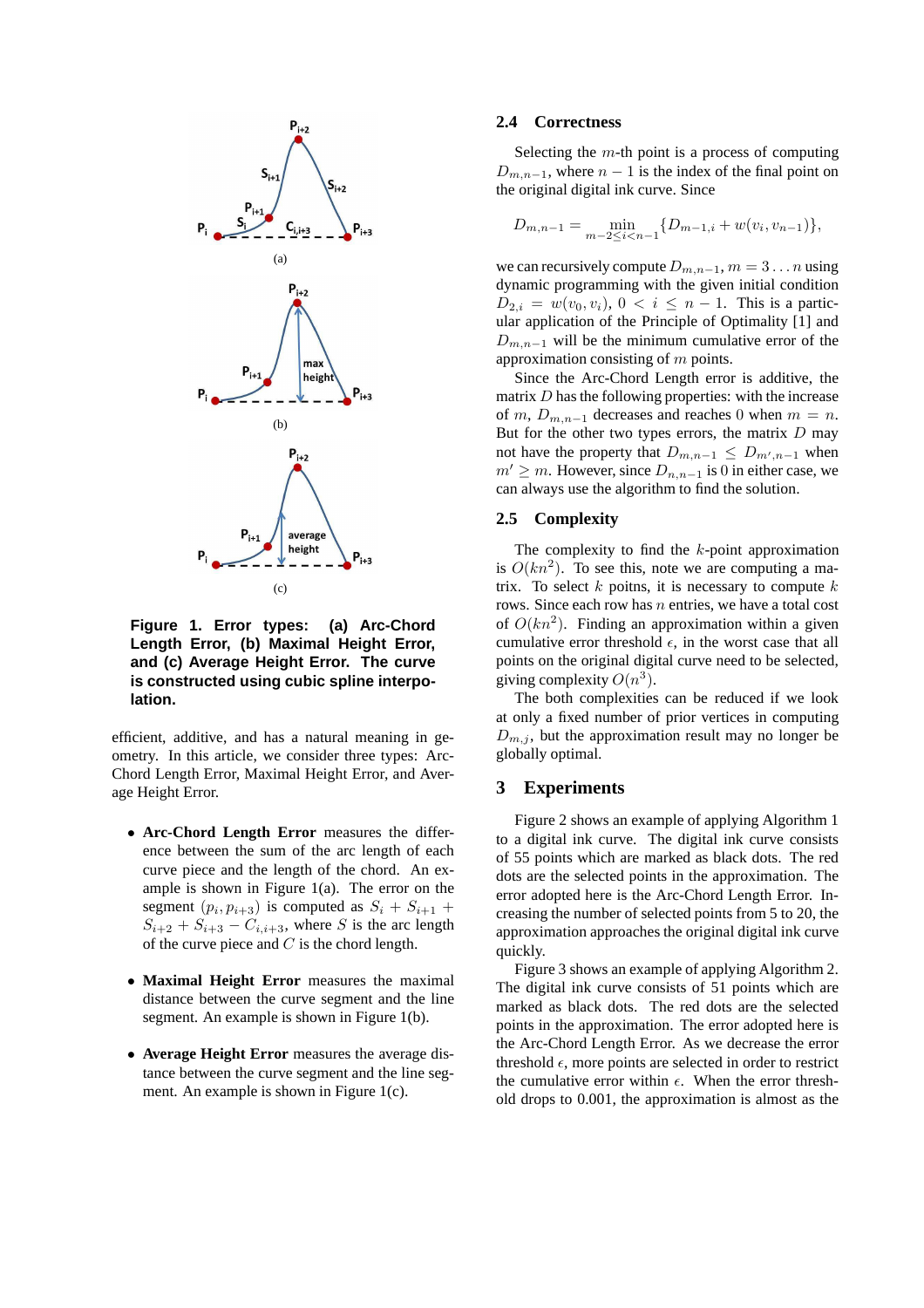(a)

(b)

(c)

**Figure 1. Error types: (a) Arc-Chord Length Error, (b) Maximal Height Error, and (c) Average Height Error. The curve is constructed using cubic spline interpolation.**

efficient, additive, and has a natural meaning in geometry. In this article, we consider three types: Arc-Chord Length Error, Maximal Height Error, and Average Height Error.

- **Arc-Chord Length Error** measures the difference between the sum of the arc length of each curve piece and the length of the chord. An example is shown in Figure 1(a). The error on the segment $(p_i, p_{i+3})$ is computed as $S_i + S_{i+1} + S_{i+2} + S_{i+3} - C_{i,i+3}$, where $S$ is the arc length of the curve piece and $C$ is the chord length.

- **Maximal Height Error** measures the maximal distance between the curve segment and the line segment. An example is shown in Figure 1(b).

- **Average Height Error** measures the average distance between the curve segment and the line segment. An example is shown in Figure 1(c).

## 2.4 Correctness

Selecting the $m$-th point is a process of computing $D_{m,n-1}$, where $n-1$ is the index of the final point on the original digital ink curve. Since

$$D_{m,n-1} = \min_{m-2 \leq i < n-1} \{D_{m-1,i} + w(v_i, v_{n-1})\},$$

we can recursively compute $D_{m,n-1}$, $m = 3 \ldots n$ using dynamic programming with the given initial condition $D_{2,i} = w(v_0, v_i)$, $0 < i \leq n-1$. This is a particular application of the Principle of Optimality [1] and $D_{m,n-1}$ will be the minimum cumulative error of the approximation consisting of $m$ points.

Since the Arc-Chord Length error is additive, the matrix $D$ has the following properties: with the increase of $m$, $D_{m,n-1}$ decreases and reaches $0$ when $m = n$. But for the other two types errors, the matrix $D$ may not have the property that $D_{m,n-1} \leq D_{m',n-1}$ when $m' \geq m$. However, since $D_{n,n-1}$ is $0$ in either case, we can always use the algorithm to find the solution.

## 2.5 Complexity

The complexity to find the $k$-point approximation is $O(kn^2)$. To see this, note we are computing a matrix. To select $k$ points, it is necessary to compute $k$ rows. Since each row has $n$ entries, we have a total cost of $O(kn^2)$. Finding an approximation within a given cumulative error threshold $\epsilon$, in the worst case that all points on the original digital curve need to be selected, giving complexity $O(n^3)$.

The both complexities can be reduced if we look at only a fixed number of prior vertices in computing $D_{m,j}$, but the approximation result may no longer be globally optimal.

# 3 Experiments

Figure 2 shows an example of applying Algorithm 1 to a digital ink curve. The digital ink curve consists of 55 points which are marked as black dots. The red dots are the selected points in the approximation. The error adopted here is the Arc-Chord Length Error. Increasing the number of selected points from 5 to 20, the approximation approaches the original digital ink curve quickly.

Figure 3 shows an example of applying Algorithm 2. The digital ink curve consists of 51 points which are marked as black dots. The red dots are the selected points in the approximation. The error adopted here is the Arc-Chord Length Error. As we decrease the error threshold $\epsilon$, more points are selected in order to restrict the cumulative error within $\epsilon$. When the error threshold drops to 0.001, the approximation is almost as the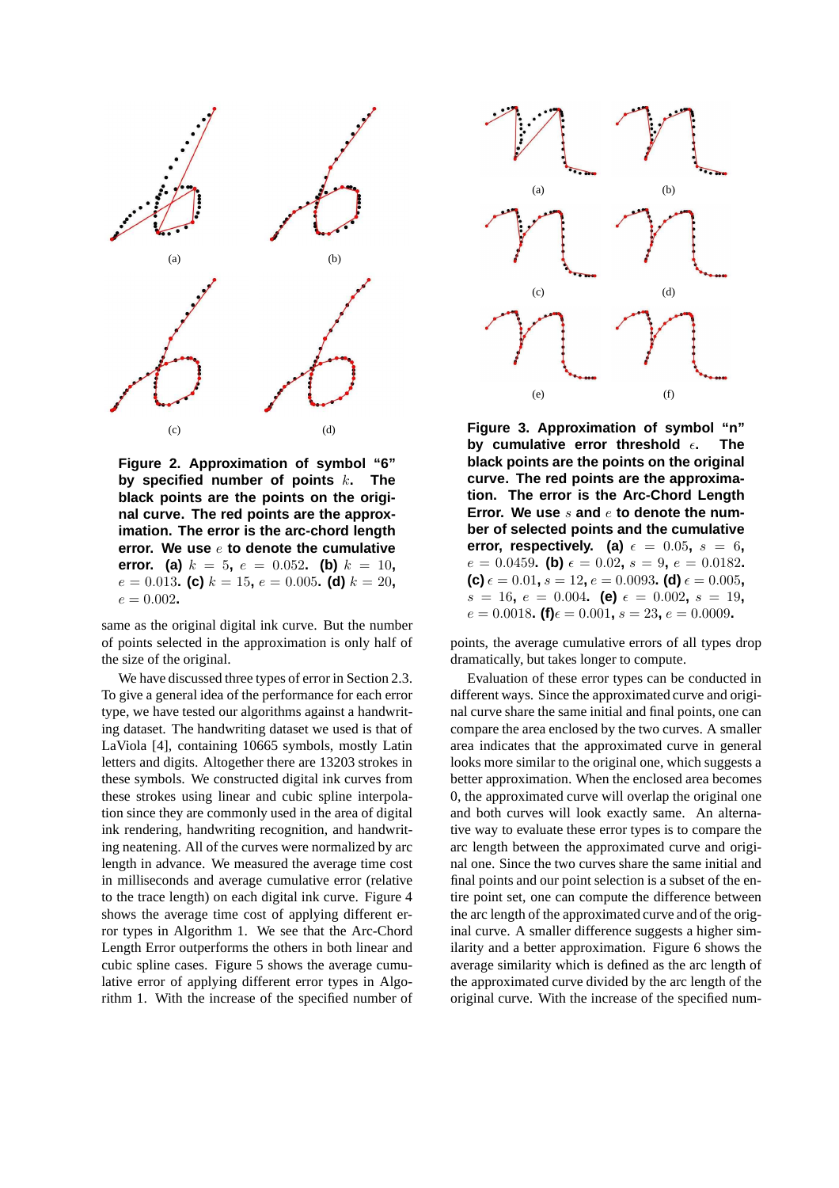(a) (b)

(c) (d)

**Figure 2. Approximation of symbol "6" by specified number of points $k$. The black points are the points on the original curve. The red points are the approximation. The error is the arc-chord length error. We use $e$ to denote the cumulative error. (a)** $k = 5$, $e = 0.052$. **(b)** $k = 10$, $e = 0.013$. **(c)** $k = 15$, $e = 0.005$. **(d)** $k = 20$, $e = 0.002$.

same as the original digital ink curve. But the number of points selected in the approximation is only half of the size of the original.

We have discussed three types of error in Section 2.3. To give a general idea of the performance for each error type, we have tested our algorithms against a handwriting dataset. The handwriting dataset we used is that of LaViola [4], containing 10665 symbols, mostly Latin letters and digits. Altogether there are 13203 strokes in these symbols. We constructed digital ink curves from these strokes using linear and cubic spline interpolation since they are commonly used in the area of digital ink rendering, handwriting recognition, and handwriting neatening. All of the curves were normalized by arc length in advance. We measured the average time cost in milliseconds and average cumulative error (relative to the trace length) on each digital ink curve. Figure 4 shows the average time cost of applying different error types in Algorithm 1. We see that the Arc-Chord Length Error outperforms the others in both linear and cubic spline cases. Figure 5 shows the average cumulative error of applying different error types in Algorithm 1. With the increase of the specified number of points, the average cumulative errors of all types drop dramatically, but takes longer to compute.

(a) (b)

(c) (d)

(e) (f)

**Figure 3. Approximation of symbol "n" by cumulative error threshold $\epsilon$. The black points are the points on the original curve. The red points are the approximation. The error is the Arc-Chord Length Error. We use $s$ and $e$ to denote the number of selected points and the cumulative error, respectively. (a)** $\epsilon = 0.05$, $s = 6$, $e = 0.0459$. **(b)** $\epsilon = 0.02$, $s = 9$, $e = 0.0182$. **(c)** $\epsilon = 0.01$, $s = 12$, $e = 0.0093$. **(d)** $\epsilon = 0.005$, $s = 16$, $e = 0.004$. **(e)** $\epsilon = 0.002$, $s = 19$, $e = 0.0018$. **(f)** $\epsilon = 0.001$, $s = 23$, $e = 0.0009$.

Evaluation of these error types can be conducted in different ways. Since the approximated curve and original curve share the same initial and final points, one can compare the area enclosed by the two curves. A smaller area indicates that the approximated curve in general looks more similar to the original one, which suggests a better approximation. When the enclosed area becomes 0, the approximated curve will overlap the original one and both curves will look exactly same. An alternative way to evaluate these error types is to compare the arc length between the approximated curve and original one. Since the two curves share the same initial and final points and our point selection is a subset of the entire point set, one can compute the difference between the arc length of the approximated curve and of the original curve. A smaller difference suggests a higher similarity and a better approximation. Figure 6 shows the average similarity which is defined as the arc length of the approximated curve divided by the arc length of the original curve. With the increase of the specified num-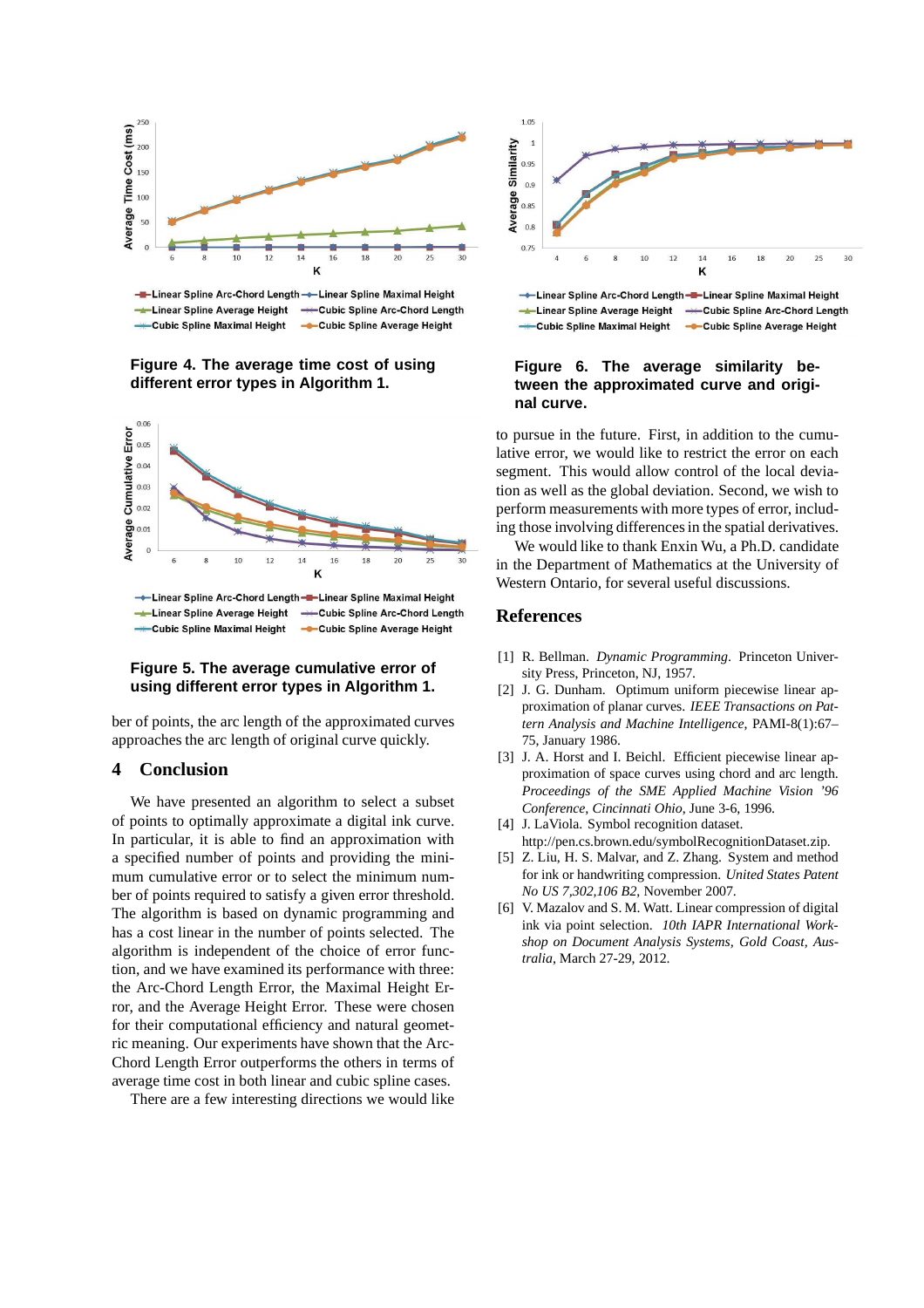Average Time Cost (ms)

250
200
150
100
50
0

6 8 10 12 14 16 18 20 25 30

K

Linear Spline Arc-Chord Length
Linear Spline Maximal Height
Linear Spline Average Height
Cubic Spline Arc-Chord Length
Cubic Spline Maximal Height
Cubic Spline Average Height

**Figure 4. The average time cost of using different error types in Algorithm 1.**

Average Cumulative Error

0.06
0.05
0.04
0.03
0.02
0.01
0

6 8 10 12 14 16 18 20 25 30

K

Linear Spline Arc-Chord Length
Linear Spline Maximal Height
Linear Spline Average Height
Cubic Spline Arc-Chord Length
Cubic Spline Maximal Height
Cubic Spline Average Height

**Figure 5. The average cumulative error of using different error types in Algorithm 1.**

ber of points, the arc length of the approximated curves approaches the arc length of original curve quickly.

## 4 Conclusion

We have presented an algorithm to select a subset of points to optimally approximate a digital ink curve. In particular, it is able to find an approximation with a specified number of points and providing the minimum cumulative error or to select the minimum number of points required to satisfy a given error threshold. The algorithm is based on dynamic programming and has a cost linear in the number of points selected. The algorithm is independent of the choice of error function, and we have examined its performance with three: the Arc-Chord Length Error, the Maximal Height Error, and the Average Height Error. These were chosen for their computational efficiency and natural geometric meaning. Our experiments have shown that the Arc-Chord Length Error outperforms the others in terms of average time cost in both linear and cubic spline cases.

There are a few interesting directions we would like to pursue in the future. First, in addition to the cumulative error, we would like to restrict the error on each segment. This would allow control of the local deviation as well as the global deviation. Second, we wish to perform measurements with more types of error, including those involving differences in the spatial derivatives.

We would like to thank Enxin Wu, a Ph.D. candidate in the Department of Mathematics at the University of Western Ontario, for several useful discussions.

Average Similarity

1.05
1
0.95
0.9
0.85
0.8
0.75

4 6 8 10 12 14 16 18 20 25 30

K

Linear Spline Arc-Chord Length
Linear Spline Maximal Height
Linear Spline Average Height
Cubic Spline Arc-Chord Length
Cubic Spline Maximal Height
Cubic Spline Average Height

**Figure 6. The average similarity between the approximated curve and original curve.**

## References

[1] R. Bellman. *Dynamic Programming*. Princeton University Press, Princeton, NJ, 1957.

[2] J. G. Dunham. Optimum uniform piecewise linear approximation of planar curves. *IEEE Transactions on Pattern Analysis and Machine Intelligence*, PAMI-8(1):67–75, January 1986.

[3] J. A. Horst and I. Beichl. Efficient piecewise linear approximation of space curves using chord and arc length. *Proceedings of the SME Applied Machine Vision '96 Conference, Cincinnati Ohio*, June 3-6, 1996.

[4] J. LaViola. Symbol recognition dataset. http://pen.cs.brown.edu/symbolRecognitionDataset.zip.

[5] Z. Liu, H. S. Malvar, and Z. Zhang. System and method for ink or handwriting compression. *United States Patent No US 7,302,106 B2*, November 2007.

[6] V. Mazalov and S. M. Watt. Linear compression of digital ink via point selection. *10th IAPR International Workshop on Document Analysis Systems, Gold Coast, Australia*, March 27-29, 2012.